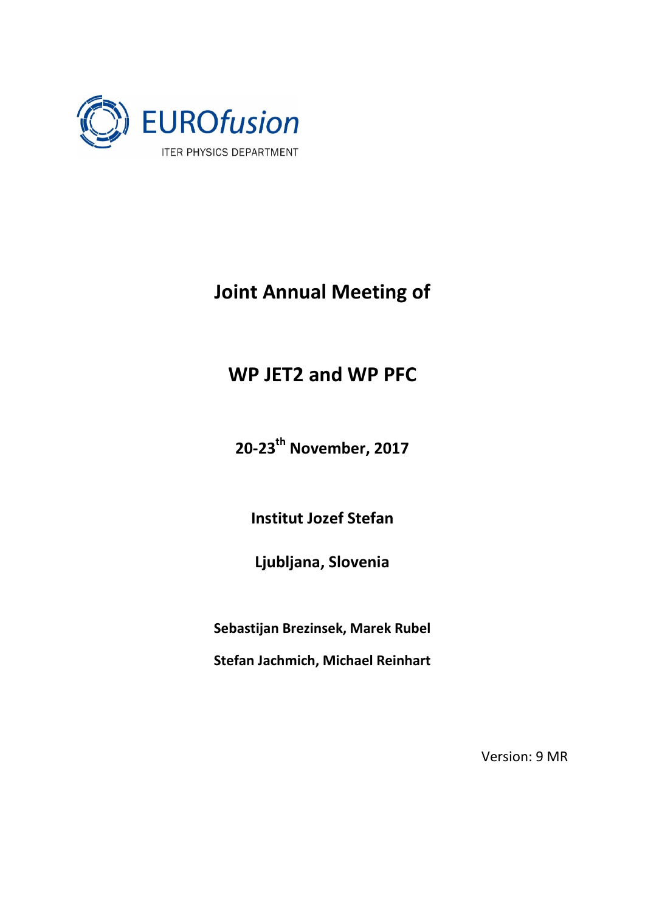EUROfusion

ITER PHYSICS DEPARTMENT

# Joint Annual Meeting of

# WP JET2 and WP PFC

**20-23th November, 2017**

**Institut Jozef Stefan**

**Ljubljana, Slovenia**

**Sebastijan Brezinsek, Marek Rubel**

**Stefan Jachmich, Michael Reinhart**

Version: 9 MR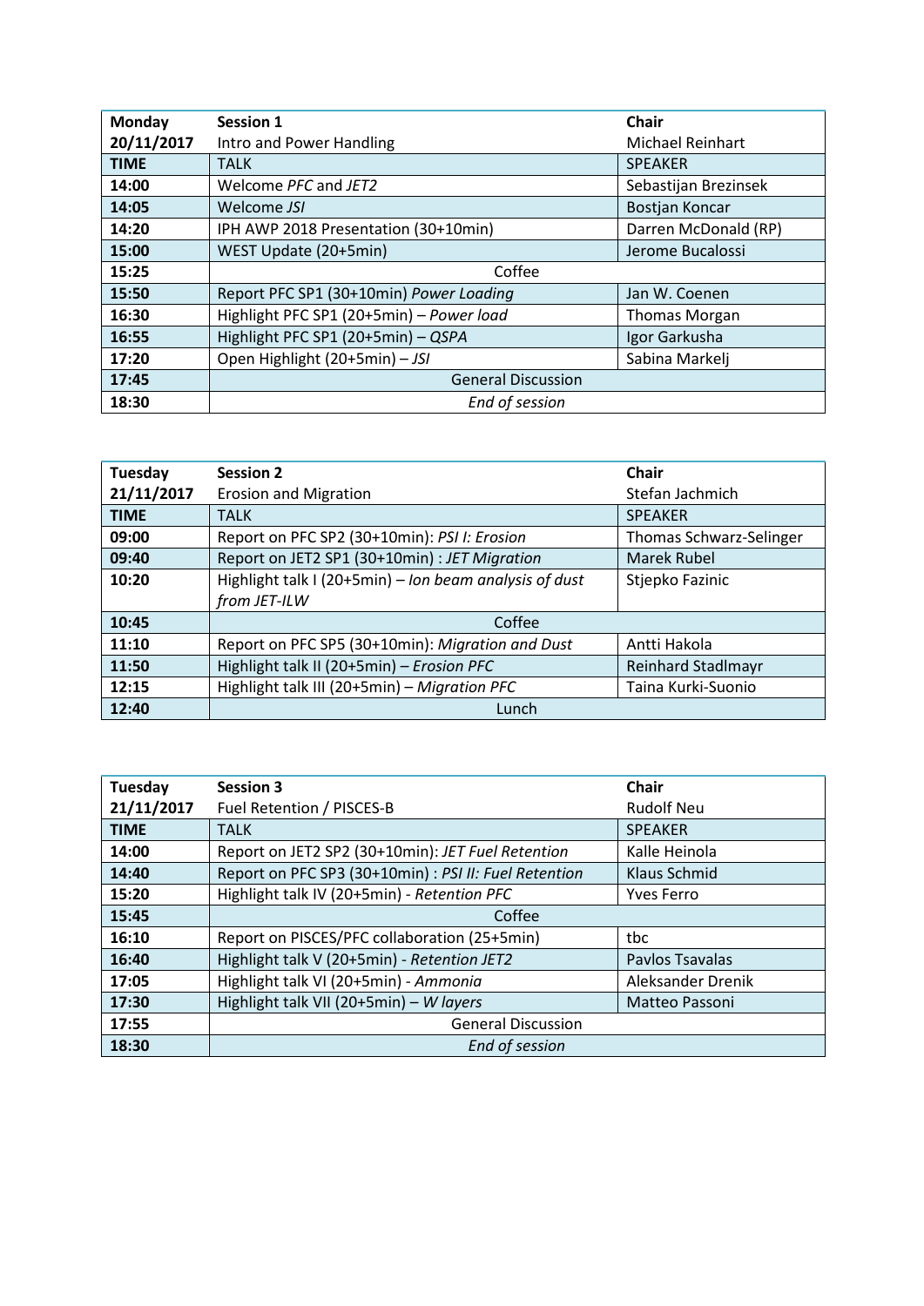| **Monday** | **Session 1** | **Chair** |
|---|---|---|
| **20/11/2017** | Intro and Power Handling | Michael Reinhart |
| **TIME** | TALK | SPEAKER |
| **14:00** | Welcome *PFC* and *JET2* | Sebastijan Brezinsek |
| **14:05** | Welcome *JSI* | Bostjan Koncar |
| **14:20** | IPH AWP 2018 Presentation (30+10min) | Darren McDonald (RP) |
| **15:00** | WEST Update (20+5min) | Jerome Bucalossi |
| **15:25** | Coffee | |
| **15:50** | Report PFC SP1 (30+10min) *Power Loading* | Jan W. Coenen |
| **16:30** | Highlight PFC SP1 (20+5min) – *Power load* | Thomas Morgan |
| **16:55** | Highlight PFC SP1 (20+5min) – *QSPA* | Igor Garkusha |
| **17:20** | Open Highlight (20+5min) – *JSI* | Sabina Markelj |
| **17:45** | General Discussion | |
| **18:30** | *End of session* | |

| **Tuesday** | **Session 2** | **Chair** |
|---|---|---|
| **21/11/2017** | Erosion and Migration | Stefan Jachmich |
| **TIME** | TALK | SPEAKER |
| **09:00** | Report on PFC SP2 (30+10min): *PSI I: Erosion* | Thomas Schwarz-Selinger |
| **09:40** | Report on JET2 SP1 (30+10min) : *JET Migration* | Marek Rubel |
| **10:20** | Highlight talk I (20+5min) – *Ion beam analysis of dust from JET-ILW* | Stjepko Fazinic |
| **10:45** | Coffee | |
| **11:10** | Report on PFC SP5 (30+10min): *Migration and Dust* | Antti Hakola |
| **11:50** | Highlight talk II (20+5min) – *Erosion PFC* | Reinhard Stadlmayr |
| **12:15** | Highlight talk III (20+5min) – *Migration PFC* | Taina Kurki-Suonio |
| **12:40** | Lunch | |

| **Tuesday** | **Session 3** | **Chair** |
|---|---|---|
| **21/11/2017** | Fuel Retention / PISCES-B | Rudolf Neu |
| **TIME** | TALK | SPEAKER |
| **14:00** | Report on JET2 SP2 (30+10min): *JET Fuel Retention* | Kalle Heinola |
| **14:40** | Report on PFC SP3 (30+10min) : *PSI II: Fuel Retention* | Klaus Schmid |
| **15:20** | Highlight talk IV (20+5min) - *Retention PFC* | Yves Ferro |
| **15:45** | Coffee | |
| **16:10** | Report on PISCES/PFC collaboration (25+5min) | tbc |
| **16:40** | Highlight talk V (20+5min) - *Retention JET2* | Pavlos Tsavalas |
| **17:05** | Highlight talk VI (20+5min) - *Ammonia* | Aleksander Drenik |
| **17:30** | Highlight talk VII (20+5min) – *W layers* | Matteo Passoni |
| **17:55** | General Discussion | |
| **18:30** | *End of session* | |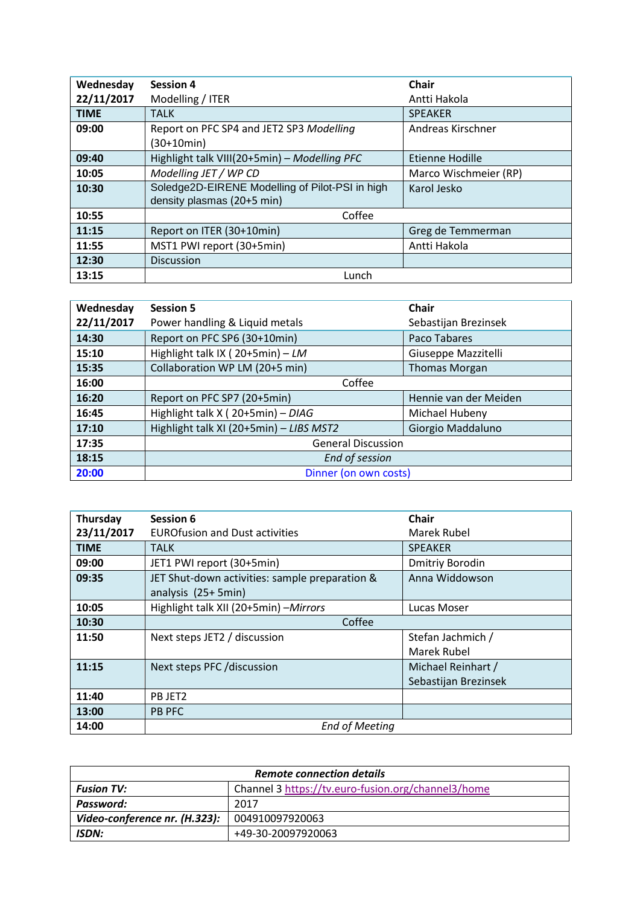| Wednesday 22/11/2017 | Session 4 Modelling / ITER | Chair Antti Hakola |
|---|---|---|
| **TIME** | TALK | SPEAKER |
| **09:00** | Report on PFC SP4 and JET2 SP3 *Modelling* (30+10min) | Andreas Kirschner |
| **09:40** | Highlight talk VIII(20+5min) – *Modelling PFC* | Etienne Hodille |
| **10:05** | *Modelling JET / WP CD* | Marco Wischmeier (RP) |
| **10:30** | Soledge2D-EIRENE Modelling of Pilot-PSI in high density plasmas (20+5 min) | Karol Jesko |
| **10:55** | Coffee | |
| **11:15** | Report on ITER (30+10min) | Greg de Temmerman |
| **11:55** | MST1 PWI report (30+5min) | Antti Hakola |
| **12:30** | Discussion | |
| **13:15** | Lunch | |

| Wednesday 22/11/2017 | Session 5 Power handling & Liquid metals | Chair Sebastijan Brezinsek |
|---|---|---|
| **14:30** | Report on PFC SP6 (30+10min) | Paco Tabares |
| **15:10** | Highlight talk IX ( 20+5min) – *LM* | Giuseppe Mazzitelli |
| **15:35** | Collaboration WP LM (20+5 min) | Thomas Morgan |
| **16:00** | Coffee | |
| **16:20** | Report on PFC SP7 (20+5min) | Hennie van der Meiden |
| **16:45** | Highlight talk X ( 20+5min) – *DIAG* | Michael Hubeny |
| **17:10** | Highlight talk XI (20+5min) – *LIBS MST2* | Giorgio Maddaluno |
| **17:35** | General Discussion | |
| **18:15** | *End of session* | |
| **20:00** | Dinner (on own costs) | |

| Thursday 23/11/2017 | Session 6 EUROfusion and Dust activities | Chair Marek Rubel |
|---|---|---|
| **TIME** | TALK | SPEAKER |
| **09:00** | JET1 PWI report (30+5min) | Dmitriy Borodin |
| **09:35** | JET Shut-down activities: sample preparation & analysis (25+ 5min) | Anna Widdowson |
| **10:05** | Highlight talk XII (20+5min) –*Mirrors* | Lucas Moser |
| **10:30** | Coffee | |
| **11:50** | Next steps JET2 / discussion | Stefan Jachmich / Marek Rubel |
| **11:15** | Next steps PFC /discussion | Michael Reinhart / Sebastijan Brezinsek |
| **11:40** | PB JET2 | |
| **13:00** | PB PFC | |
| **14:00** | *End of Meeting* | |

| ***Remote connection details*** | |
|---|---|
| ***Fusion TV:*** | Channel 3 https://tv.euro-fusion.org/channel3/home |
| ***Password:*** | 2017 |
| ***Video-conference nr. (H.323):*** | 004910097920063 |
| ***ISDN:*** | +49-30-20097920063 |